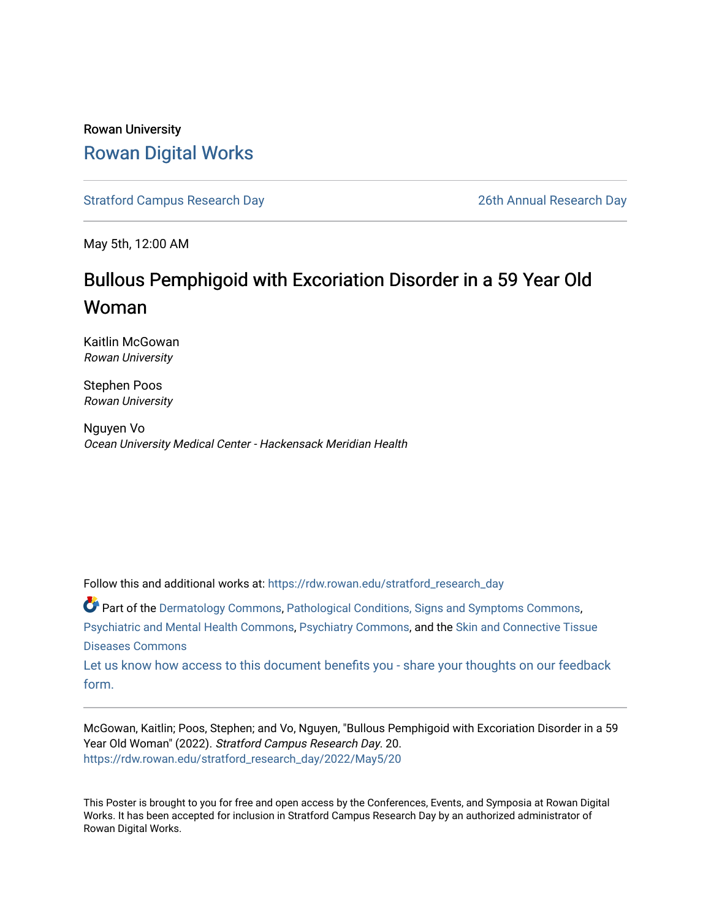Rowan University

# Rowan Digital Works

Stratford Campus Research Day | 26th Annual Research Day

May 5th, 12:00 AM

## Bullous Pemphigoid with Excoriation Disorder in a 59 Year Old Woman

Kaitlin McGowan
*Rowan University*

Stephen Poos
*Rowan University*

Nguyen Vo
*Ocean University Medical Center - Hackensack Meridian Health*

Follow this and additional works at: https://rdw.rowan.edu/stratford_research_day

Part of the Dermatology Commons, Pathological Conditions, Signs and Symptoms Commons, Psychiatric and Mental Health Commons, Psychiatry Commons, and the Skin and Connective Tissue Diseases Commons

Let us know how access to this document benefits you - share your thoughts on our feedback form.

McGowan, Kaitlin; Poos, Stephen; and Vo, Nguyen, "Bullous Pemphigoid with Excoriation Disorder in a 59 Year Old Woman" (2022). *Stratford Campus Research Day*. 20.
https://rdw.rowan.edu/stratford_research_day/2022/May5/20

This Poster is brought to you for free and open access by the Conferences, Events, and Symposia at Rowan Digital Works. It has been accepted for inclusion in Stratford Campus Research Day by an authorized administrator of Rowan Digital Works.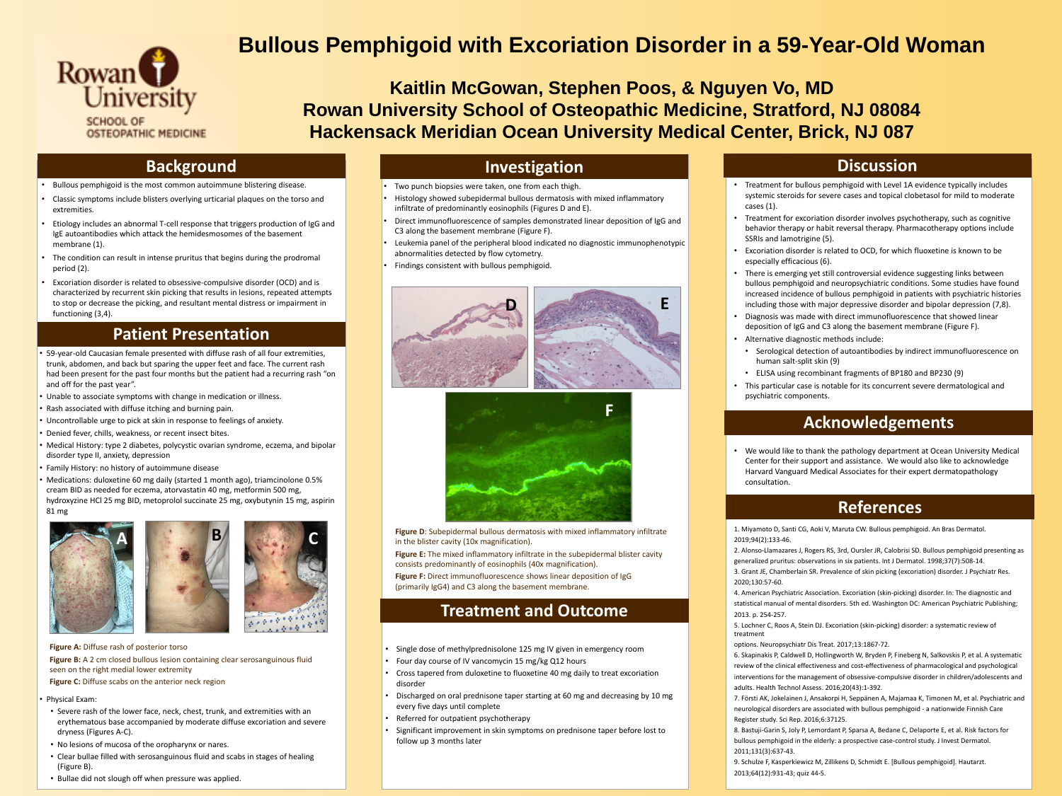# Bullous Pemphigoid with Excoriation Disorder in a 59-Year-Old Woman

**Kaitlin McGowan, Stephen Poos, & Nguyen Vo, MD**
**Rowan University School of Osteopathic Medicine, Stratford, NJ 08084**
**Hackensack Meridian Ocean University Medical Center, Brick, NJ 087**

## Background

- Bullous pemphigoid is the most common autoimmune blistering disease.
- Classic symptoms include blisters overlying urticarial plaques on the torso and extremities.
- Etiology includes an abnormal T-cell response that triggers production of IgG and IgE autoantibodies which attack the hemidesmosomes of the basement membrane (1).
- The condition can result in intense pruritus that begins during the prodromal period (2).
- Excoriation disorder is related to obsessive-compulsive disorder (OCD) and is characterized by recurrent skin picking that results in lesions, repeated attempts to stop or decrease the picking, and resultant mental distress or impairment in functioning (3,4).

## Patient Presentation

- 59-year-old Caucasian female presented with diffuse rash of all four extremities, trunk, abdomen, and back but sparing the upper feet and face. The current rash had been present for the past four months but the patient had a recurring rash "on and off for the past year".
- Unable to associate symptoms with change in medication or illness.
- Rash associated with diffuse itching and burning pain.
- Uncontrollable urge to pick at skin in response to feelings of anxiety.
- Denied fever, chills, weakness, or recent insect bites.
- Medical History: type 2 diabetes, polycystic ovarian syndrome, eczema, and bipolar disorder type II, anxiety, depression
- Family History: no history of autoimmune disease
- Medications: duloxetine 60 mg daily (started 1 month ago), triamcinolone 0.5% cream BID as needed for eczema, atorvastatin 40 mg, metformin 500 mg, hydroxyzine HCl 25 mg BID, metoprolol succinate 25 mg, oxybutynin 15 mg, aspirin 81 mg

**Figure A:** Diffuse rash of posterior torso

**Figure B:** A 2 cm closed bullous lesion containing clear serosanguinous fluid seen on the right medial lower extremity

**Figure C:** Diffuse scabs on the anterior neck region

- Physical Exam:
  - Severe rash of the lower face, neck, chest, trunk, and extremities with an erythematous base accompanied by moderate diffuse excoriation and severe dryness (Figures A-C).
  - No lesions of mucosa of the oropharynx or nares.
  - Clear bullae filled with serosanguinous fluid and scabs in stages of healing (Figure B).
  - Bullae did not slough off when pressure was applied.

## Investigation

- Two punch biopsies were taken, one from each thigh.
- Histology showed subepidermal bullous dermatosis with mixed inflammatory infiltrate of predominantly eosinophils (Figures D and E).
- Direct immunofluorescence of samples demonstrated linear deposition of IgG and C3 along the basement membrane (Figure F).
- Leukemia panel of the peripheral blood indicated no diagnostic immunophenotypic abnormalities detected by flow cytometry.
- Findings consistent with bullous pemphigoid.

**Figure D**: Subepidermal bullous dermatosis with mixed inflammatory infiltrate in the blister cavity (10x magnification).

**Figure E:** The mixed inflammatory infiltrate in the subepidermal blister cavity consists predominantly of eosinophils (40x magnification).

**Figure F:** Direct immunofluorescence shows linear deposition of IgG (primarily IgG4) and C3 along the basement membrane.

## Treatment and Outcome

- Single dose of methylprednisolone 125 mg IV given in emergency room
- Four day course of IV vancomycin 15 mg/kg Q12 hours
- Cross tapered from duloxetine to fluoxetine 40 mg daily to treat excoriation disorder
- Discharged on oral prednisone taper starting at 60 mg and decreasing by 10 mg every five days until complete
- Referred for outpatient psychotherapy
- Significant improvement in skin symptoms on prednisone taper before lost to follow up 3 months later

## Discussion

- Treatment for bullous pemphigoid with Level 1A evidence typically includes systemic steroids for severe cases and topical clobetasol for mild to moderate cases (1).
- Treatment for excoriation disorder involves psychotherapy, such as cognitive behavior therapy or habit reversal therapy. Pharmacotherapy options include SSRIs and lamotrigine (5).
- Excoriation disorder is related to OCD, for which fluoxetine is known to be especially efficacious (6).
- There is emerging yet still controversial evidence suggesting links between bullous pemphigoid and neuropsychiatric conditions. Some studies have found increased incidence of bullous pemphigoid in patients with psychiatric histories including those with major depressive disorder and bipolar depression (7,8).
- Diagnosis was made with direct immunofluorescence that showed linear deposition of IgG and C3 along the basement membrane (Figure F).
- Alternative diagnostic methods include:
  - Serological detection of autoantibodies by indirect immunofluorescence on human salt-split skin (9)
  - ELISA using recombinant fragments of BP180 and BP230 (9)
- This particular case is notable for its concurrent severe dermatological and psychiatric components.

## Acknowledgements

- We would like to thank the pathology department at Ocean University Medical Center for their support and assistance. We would also like to acknowledge Harvard Vanguard Medical Associates for their expert dermatopathology consultation.

## References

1. Miyamoto D, Santi CG, Aoki V, Maruta CW. Bullous pemphigoid. An Bras Dermatol. 2019;94(2):133-46.
2. Alonso-Llamazares J, Rogers RS, 3rd, Oursler JR, Calobrisi SD. Bullous pemphigoid presenting as generalized pruritus: observations in six patients. Int J Dermatol. 1998;37(7):508-14.
3. Grant JE, Chamberlain SR. Prevalence of skin picking (excoriation) disorder. J Psychiatr Res. 2020;130:57-60.
4. American Psychiatric Association. Excoriation (skin-picking) disorder. In: The diagnostic and statistical manual of mental disorders. 5th ed. Washington DC: American Psychiatric Publishing; 2013. p. 254-257.
5. Lochner C, Roos A, Stein DJ. Excoriation (skin-picking) disorder: a systematic review of treatment options. Neuropsychiatr Dis Treat. 2017;13:1867-72.
6. Skapinakis P, Caldwell D, Hollingworth W, Bryden P, Fineberg N, Salkovskis P, et al. A systematic review of the clinical effectiveness and cost-effectiveness of pharmacological and psychological interventions for the management of obsessive-compulsive disorder in children/adolescents and adults. Health Technol Assess. 2016;20(43):1-392.
7. Försti AK, Jokelainen J, Ansakorpi H, Seppänen A, Majamaa K, Timonen M, et al. Psychiatric and neurological disorders are associated with bullous pemphigoid - a nationwide Finnish Care Register study. Sci Rep. 2016;6:37125.
8. Bastuji-Garin S, Joly P, Lemordant P, Sparsa A, Bedane C, Delaporte E, et al. Risk factors for bullous pemphigoid in the elderly: a prospective case-control study. J Invest Dermatol. 2011;131(3):637-43.
9. Schulze F, Kasperkiewicz M, Zillikens D, Schmidt E. [Bullous pemphigoid]. Hautarzt. 2013;64(12):931-43; quiz 44-5.